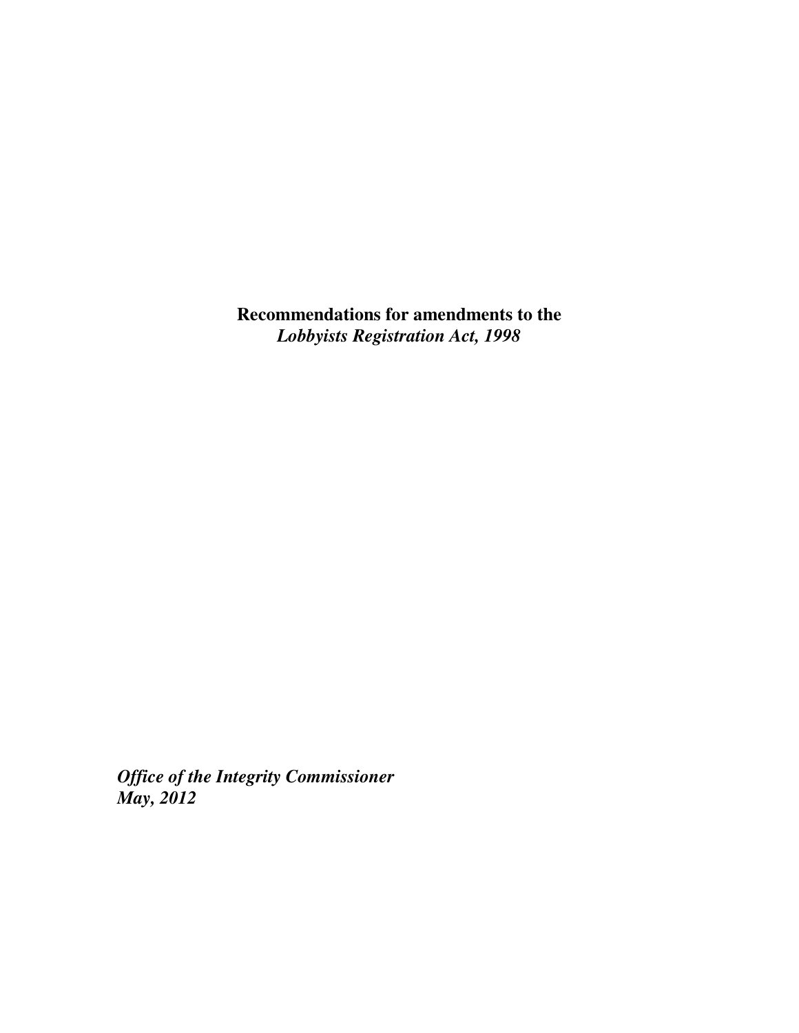# **Recommendations for amendments to the** ***Lobbyists Registration Act, 1998***

***Office of the Integrity Commissioner***
***May, 2012***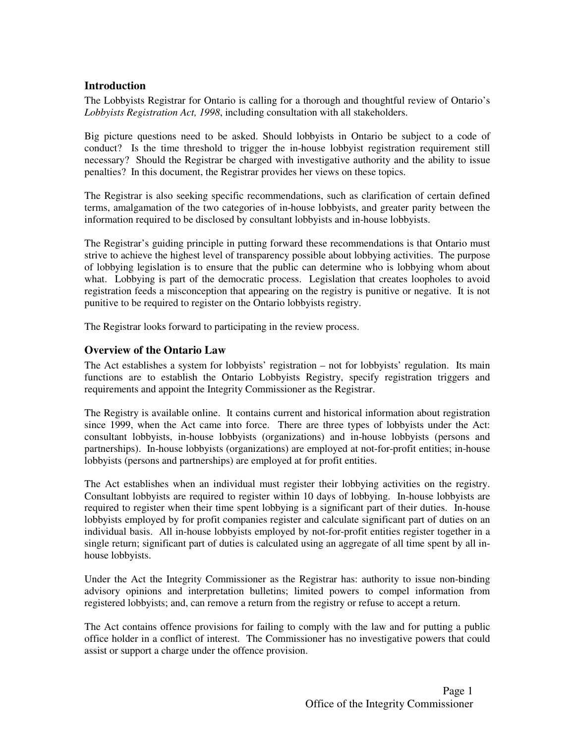## Introduction

The Lobbyists Registrar for Ontario is calling for a thorough and thoughtful review of Ontario's *Lobbyists Registration Act, 1998*, including consultation with all stakeholders.

Big picture questions need to be asked. Should lobbyists in Ontario be subject to a code of conduct? Is the time threshold to trigger the in-house lobbyist registration requirement still necessary? Should the Registrar be charged with investigative authority and the ability to issue penalties? In this document, the Registrar provides her views on these topics.

The Registrar is also seeking specific recommendations, such as clarification of certain defined terms, amalgamation of the two categories of in-house lobbyists, and greater parity between the information required to be disclosed by consultant lobbyists and in-house lobbyists.

The Registrar's guiding principle in putting forward these recommendations is that Ontario must strive to achieve the highest level of transparency possible about lobbying activities. The purpose of lobbying legislation is to ensure that the public can determine who is lobbying whom about what. Lobbying is part of the democratic process. Legislation that creates loopholes to avoid registration feeds a misconception that appearing on the registry is punitive or negative. It is not punitive to be required to register on the Ontario lobbyists registry.

The Registrar looks forward to participating in the review process.

## Overview of the Ontario Law

The Act establishes a system for lobbyists' registration – not for lobbyists' regulation. Its main functions are to establish the Ontario Lobbyists Registry, specify registration triggers and requirements and appoint the Integrity Commissioner as the Registrar.

The Registry is available online. It contains current and historical information about registration since 1999, when the Act came into force. There are three types of lobbyists under the Act: consultant lobbyists, in-house lobbyists (organizations) and in-house lobbyists (persons and partnerships). In-house lobbyists (organizations) are employed at not-for-profit entities; in-house lobbyists (persons and partnerships) are employed at for profit entities.

The Act establishes when an individual must register their lobbying activities on the registry. Consultant lobbyists are required to register within 10 days of lobbying. In-house lobbyists are required to register when their time spent lobbying is a significant part of their duties. In-house lobbyists employed by for profit companies register and calculate significant part of duties on an individual basis. All in-house lobbyists employed by not-for-profit entities register together in a single return; significant part of duties is calculated using an aggregate of all time spent by all in-house lobbyists.

Under the Act the Integrity Commissioner as the Registrar has: authority to issue non-binding advisory opinions and interpretation bulletins; limited powers to compel information from registered lobbyists; and, can remove a return from the registry or refuse to accept a return.

The Act contains offence provisions for failing to comply with the law and for putting a public office holder in a conflict of interest. The Commissioner has no investigative powers that could assist or support a charge under the offence provision.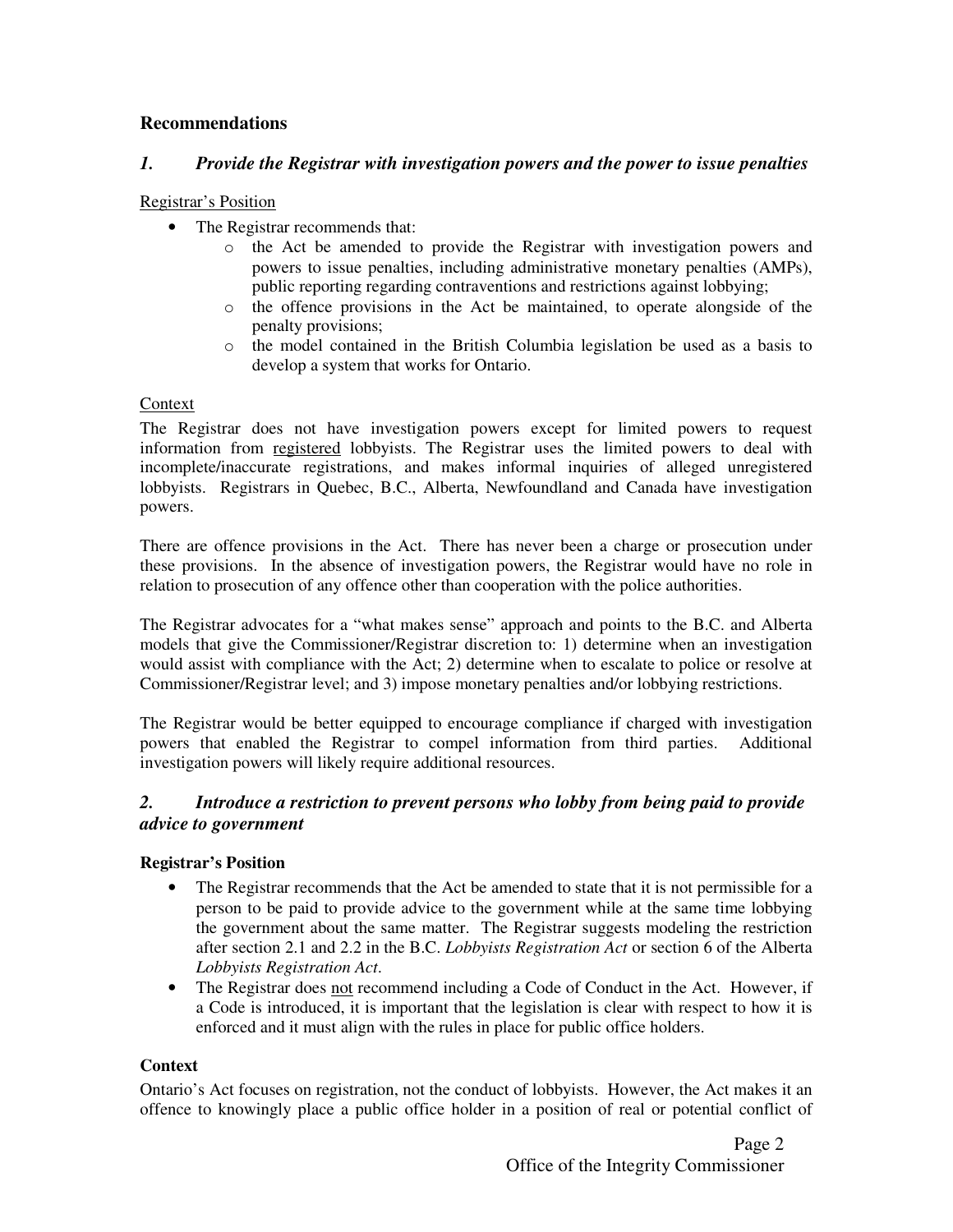### Recommendations

#### *1. Provide the Registrar with investigation powers and the power to issue penalties*

Registrar's Position

- The Registrar recommends that:
  - the Act be amended to provide the Registrar with investigation powers and powers to issue penalties, including administrative monetary penalties (AMPs), public reporting regarding contraventions and restrictions against lobbying;
  - the offence provisions in the Act be maintained, to operate alongside of the penalty provisions;
  - the model contained in the British Columbia legislation be used as a basis to develop a system that works for Ontario.

Context

The Registrar does not have investigation powers except for limited powers to request information from registered lobbyists. The Registrar uses the limited powers to deal with incomplete/inaccurate registrations, and makes informal inquiries of alleged unregistered lobbyists. Registrars in Quebec, B.C., Alberta, Newfoundland and Canada have investigation powers.

There are offence provisions in the Act. There has never been a charge or prosecution under these provisions. In the absence of investigation powers, the Registrar would have no role in relation to prosecution of any offence other than cooperation with the police authorities.

The Registrar advocates for a "what makes sense" approach and points to the B.C. and Alberta models that give the Commissioner/Registrar discretion to: 1) determine when an investigation would assist with compliance with the Act; 2) determine when to escalate to police or resolve at Commissioner/Registrar level; and 3) impose monetary penalties and/or lobbying restrictions.

The Registrar would be better equipped to encourage compliance if charged with investigation powers that enabled the Registrar to compel information from third parties. Additional investigation powers will likely require additional resources.

#### *2. Introduce a restriction to prevent persons who lobby from being paid to provide advice to government*

**Registrar's Position**

- The Registrar recommends that the Act be amended to state that it is not permissible for a person to be paid to provide advice to the government while at the same time lobbying the government about the same matter. The Registrar suggests modeling the restriction after section 2.1 and 2.2 in the B.C. *Lobbyists Registration Act* or section 6 of the Alberta *Lobbyists Registration Act*.
- The Registrar does not recommend including a Code of Conduct in the Act. However, if a Code is introduced, it is important that the legislation is clear with respect to how it is enforced and it must align with the rules in place for public office holders.

**Context**

Ontario's Act focuses on registration, not the conduct of lobbyists. However, the Act makes it an offence to knowingly place a public office holder in a position of real or potential conflict of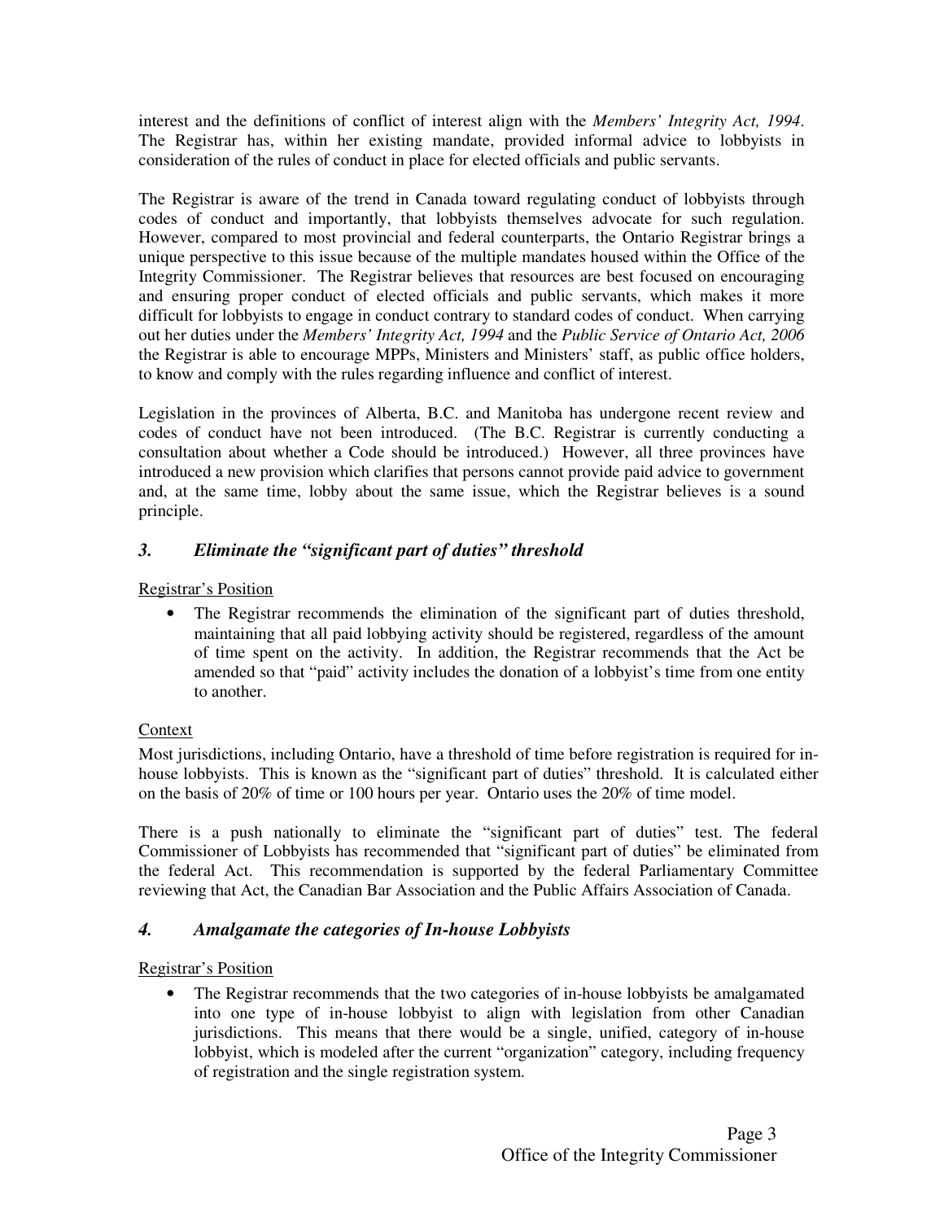interest and the definitions of conflict of interest align with the *Members' Integrity Act, 1994*. The Registrar has, within her existing mandate, provided informal advice to lobbyists in consideration of the rules of conduct in place for elected officials and public servants.

The Registrar is aware of the trend in Canada toward regulating conduct of lobbyists through codes of conduct and importantly, that lobbyists themselves advocate for such regulation. However, compared to most provincial and federal counterparts, the Ontario Registrar brings a unique perspective to this issue because of the multiple mandates housed within the Office of the Integrity Commissioner. The Registrar believes that resources are best focused on encouraging and ensuring proper conduct of elected officials and public servants, which makes it more difficult for lobbyists to engage in conduct contrary to standard codes of conduct. When carrying out her duties under the *Members' Integrity Act, 1994* and the *Public Service of Ontario Act, 2006* the Registrar is able to encourage MPPs, Ministers and Ministers' staff, as public office holders, to know and comply with the rules regarding influence and conflict of interest.

Legislation in the provinces of Alberta, B.C. and Manitoba has undergone recent review and codes of conduct have not been introduced. (The B.C. Registrar is currently conducting a consultation about whether a Code should be introduced.) However, all three provinces have introduced a new provision which clarifies that persons cannot provide paid advice to government and, at the same time, lobby about the same issue, which the Registrar believes is a sound principle.

### *3. Eliminate the "significant part of duties" threshold*

<u>Registrar's Position</u>

- The Registrar recommends the elimination of the significant part of duties threshold, maintaining that all paid lobbying activity should be registered, regardless of the amount of time spent on the activity. In addition, the Registrar recommends that the Act be amended so that "paid" activity includes the donation of a lobbyist's time from one entity to another.

<u>Context</u>

Most jurisdictions, including Ontario, have a threshold of time before registration is required for in-house lobbyists. This is known as the "significant part of duties" threshold. It is calculated either on the basis of 20% of time or 100 hours per year. Ontario uses the 20% of time model.

There is a push nationally to eliminate the "significant part of duties" test. The federal Commissioner of Lobbyists has recommended that "significant part of duties" be eliminated from the federal Act. This recommendation is supported by the federal Parliamentary Committee reviewing that Act, the Canadian Bar Association and the Public Affairs Association of Canada.

### *4. Amalgamate the categories of In-house Lobbyists*

<u>Registrar's Position</u>

- The Registrar recommends that the two categories of in-house lobbyists be amalgamated into one type of in-house lobbyist to align with legislation from other Canadian jurisdictions. This means that there would be a single, unified, category of in-house lobbyist, which is modeled after the current "organization" category, including frequency of registration and the single registration system.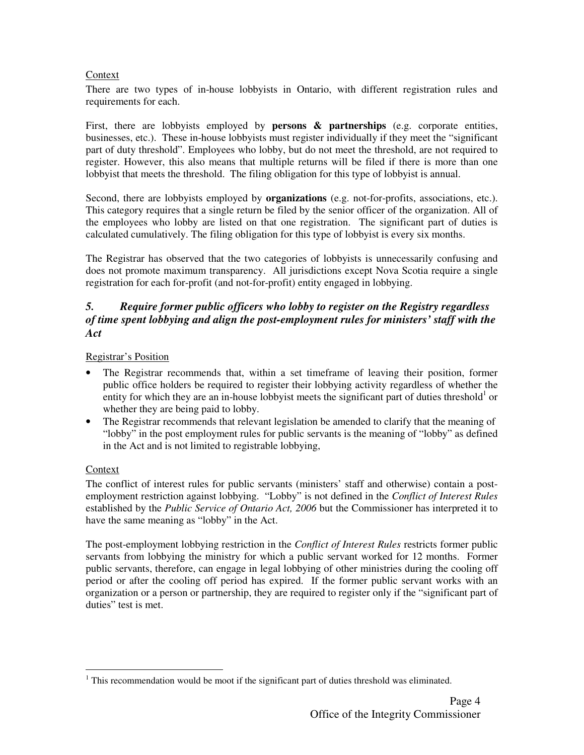Context

There are two types of in-house lobbyists in Ontario, with different registration rules and requirements for each.

First, there are lobbyists employed by **persons & partnerships** (e.g. corporate entities, businesses, etc.). These in-house lobbyists must register individually if they meet the "significant part of duty threshold". Employees who lobby, but do not meet the threshold, are not required to register. However, this also means that multiple returns will be filed if there is more than one lobbyist that meets the threshold. The filing obligation for this type of lobbyist is annual.

Second, there are lobbyists employed by **organizations** (e.g. not-for-profits, associations, etc.). This category requires that a single return be filed by the senior officer of the organization. All of the employees who lobby are listed on that one registration. The significant part of duties is calculated cumulatively. The filing obligation for this type of lobbyist is every six months.

The Registrar has observed that the two categories of lobbyists is unnecessarily confusing and does not promote maximum transparency. All jurisdictions except Nova Scotia require a single registration for each for-profit (and not-for-profit) entity engaged in lobbying.

### *5. Require former public officers who lobby to register on the Registry regardless of time spent lobbying and align the post-employment rules for ministers' staff with the Act*

Registrar's Position

- The Registrar recommends that, within a set timeframe of leaving their position, former public office holders be required to register their lobbying activity regardless of whether the entity for which they are an in-house lobbyist meets the significant part of duties threshold[1] or whether they are being paid to lobby.
- The Registrar recommends that relevant legislation be amended to clarify that the meaning of "lobby" in the post employment rules for public servants is the meaning of "lobby" as defined in the Act and is not limited to registrable lobbying,

Context

The conflict of interest rules for public servants (ministers' staff and otherwise) contain a post-employment restriction against lobbying. "Lobby" is not defined in the *Conflict of Interest Rules* established by the *Public Service of Ontario Act, 2006* but the Commissioner has interpreted it to have the same meaning as "lobby" in the Act.

The post-employment lobbying restriction in the *Conflict of Interest Rules* restricts former public servants from lobbying the ministry for which a public servant worked for 12 months. Former public servants, therefore, can engage in legal lobbying of other ministries during the cooling off period or after the cooling off period has expired. If the former public servant works with an organization or a person or partnership, they are required to register only if the "significant part of duties" test is met.

[1] This recommendation would be moot if the significant part of duties threshold was eliminated.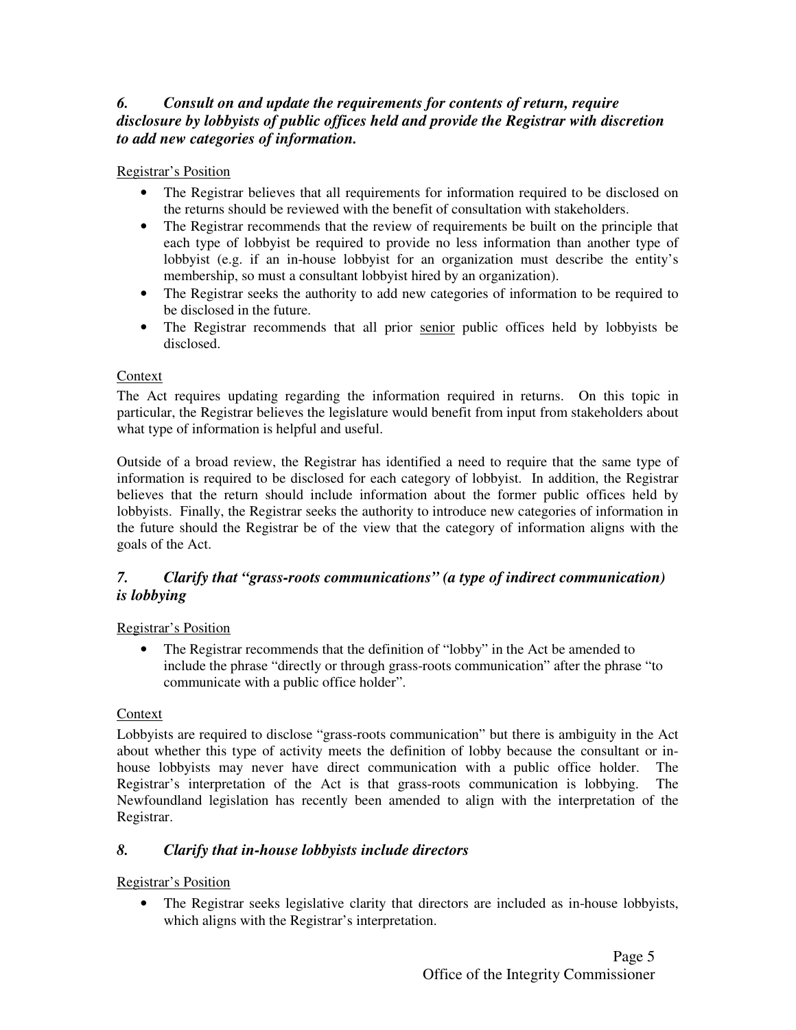### *6. Consult on and update the requirements for contents of return, require disclosure by lobbyists of public offices held and provide the Registrar with discretion to add new categories of information.*

Registrar's Position

- The Registrar believes that all requirements for information required to be disclosed on the returns should be reviewed with the benefit of consultation with stakeholders.
- The Registrar recommends that the review of requirements be built on the principle that each type of lobbyist be required to provide no less information than another type of lobbyist (e.g. if an in-house lobbyist for an organization must describe the entity's membership, so must a consultant lobbyist hired by an organization).
- The Registrar seeks the authority to add new categories of information to be required to be disclosed in the future.
- The Registrar recommends that all prior senior public offices held by lobbyists be disclosed.

Context

The Act requires updating regarding the information required in returns. On this topic in particular, the Registrar believes the legislature would benefit from input from stakeholders about what type of information is helpful and useful.

Outside of a broad review, the Registrar has identified a need to require that the same type of information is required to be disclosed for each category of lobbyist. In addition, the Registrar believes that the return should include information about the former public offices held by lobbyists. Finally, the Registrar seeks the authority to introduce new categories of information in the future should the Registrar be of the view that the category of information aligns with the goals of the Act.

### *7. Clarify that "grass-roots communications" (a type of indirect communication) is lobbying*

Registrar's Position

- The Registrar recommends that the definition of "lobby" in the Act be amended to include the phrase "directly or through grass-roots communication" after the phrase "to communicate with a public office holder".

Context

Lobbyists are required to disclose "grass-roots communication" but there is ambiguity in the Act about whether this type of activity meets the definition of lobby because the consultant or in-house lobbyists may never have direct communication with a public office holder. The Registrar's interpretation of the Act is that grass-roots communication is lobbying. The Newfoundland legislation has recently been amended to align with the interpretation of the Registrar.

### *8. Clarify that in-house lobbyists include directors*

Registrar's Position

- The Registrar seeks legislative clarity that directors are included as in-house lobbyists, which aligns with the Registrar's interpretation.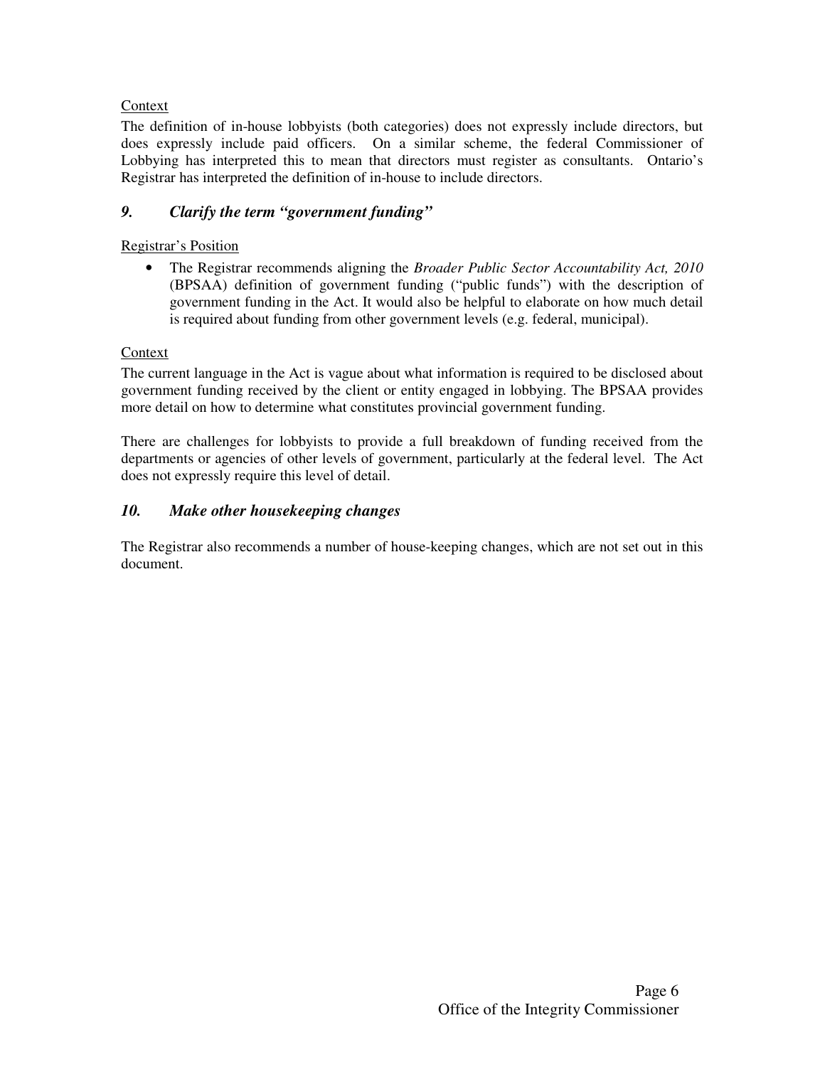Context

The definition of in-house lobbyists (both categories) does not expressly include directors, but does expressly include paid officers. On a similar scheme, the federal Commissioner of Lobbying has interpreted this to mean that directors must register as consultants. Ontario's Registrar has interpreted the definition of in-house to include directors.

### *9. Clarify the term "government funding"*

Registrar's Position

- The Registrar recommends aligning the *Broader Public Sector Accountability Act, 2010* (BPSAA) definition of government funding ("public funds") with the description of government funding in the Act. It would also be helpful to elaborate on how much detail is required about funding from other government levels (e.g. federal, municipal).

Context

The current language in the Act is vague about what information is required to be disclosed about government funding received by the client or entity engaged in lobbying. The BPSAA provides more detail on how to determine what constitutes provincial government funding.

There are challenges for lobbyists to provide a full breakdown of funding received from the departments or agencies of other levels of government, particularly at the federal level. The Act does not expressly require this level of detail.

### *10. Make other housekeeping changes*

The Registrar also recommends a number of house-keeping changes, which are not set out in this document.